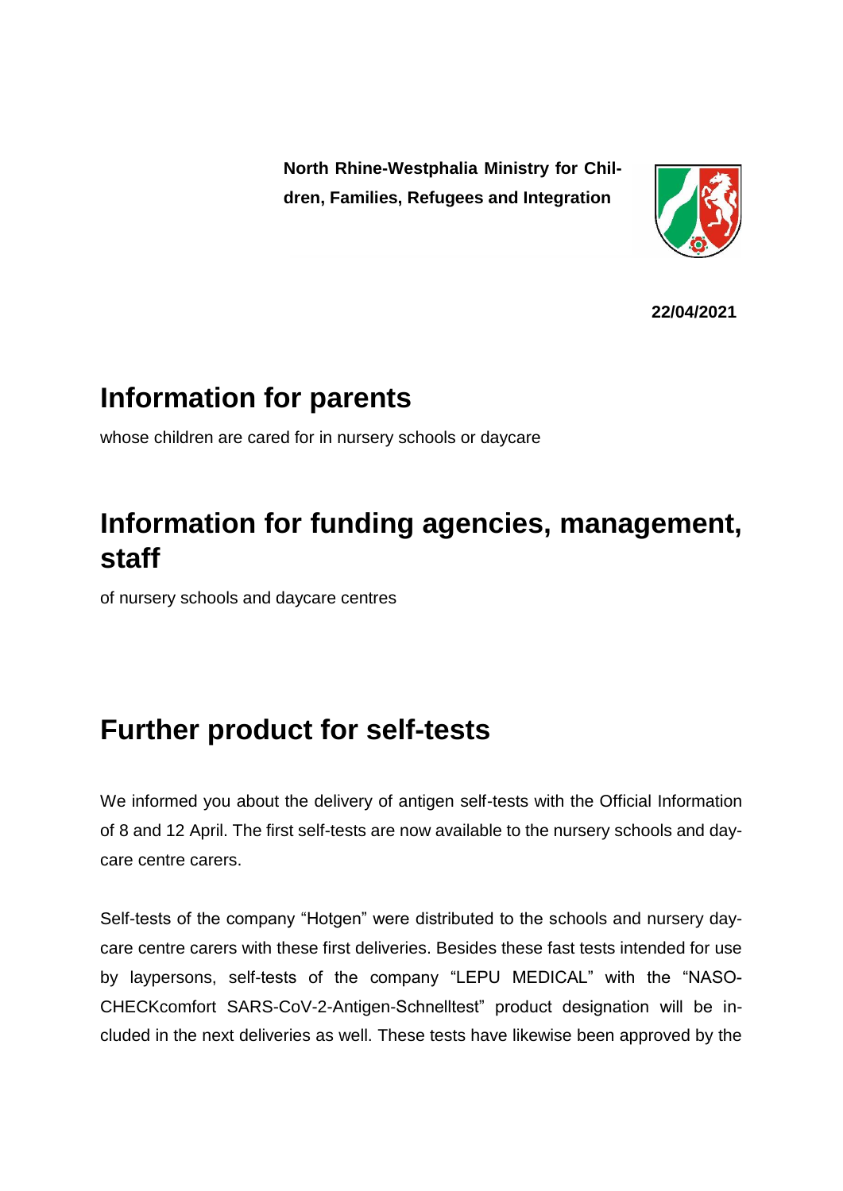**North Rhine-Westphalia Ministry for Children, Families, Refugees and Integration**

**22/04/2021**

# Information for parents

whose children are cared for in nursery schools or daycare

# Information for funding agencies, management, staff

of nursery schools and daycare centres

# Further product for self-tests

We informed you about the delivery of antigen self-tests with the Official Information of 8 and 12 April. The first self-tests are now available to the nursery schools and daycare centre carers.

Self-tests of the company "Hotgen" were distributed to the schools and nursery daycare centre carers with these first deliveries. Besides these fast tests intended for use by laypersons, self-tests of the company "LEPU MEDICAL" with the "NASO-CHECKcomfort SARS-CoV-2-Antigen-Schnelltest" product designation will be included in the next deliveries as well. These tests have likewise been approved by the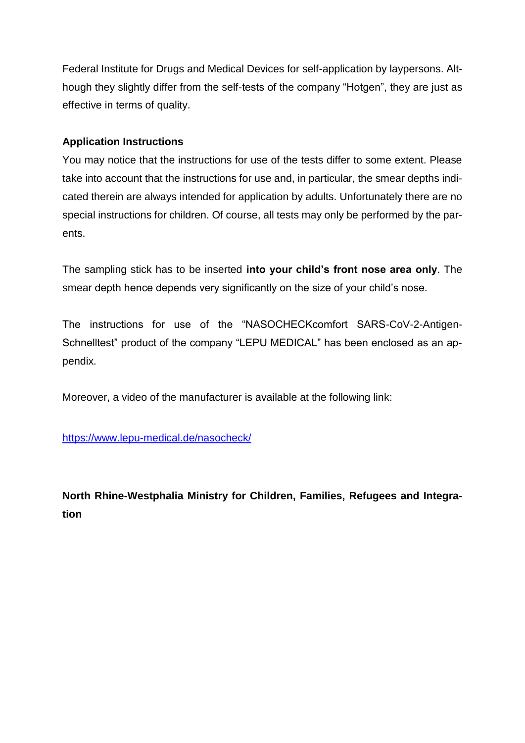Federal Institute for Drugs and Medical Devices for self-application by laypersons. Although they slightly differ from the self-tests of the company "Hotgen", they are just as effective in terms of quality.

**Application Instructions**

You may notice that the instructions for use of the tests differ to some extent. Please take into account that the instructions for use and, in particular, the smear depths indicated therein are always intended for application by adults. Unfortunately there are no special instructions for children. Of course, all tests may only be performed by the parents.

The sampling stick has to be inserted **into your child's front nose area only**. The smear depth hence depends very significantly on the size of your child's nose.

The instructions for use of the "NASOCHECKcomfort SARS-CoV-2-Antigen-Schnelltest" product of the company "LEPU MEDICAL" has been enclosed as an appendix.

Moreover, a video of the manufacturer is available at the following link:

https://www.lepu-medical.de/nasocheck/

**North Rhine-Westphalia Ministry for Children, Families, Refugees and Integration**